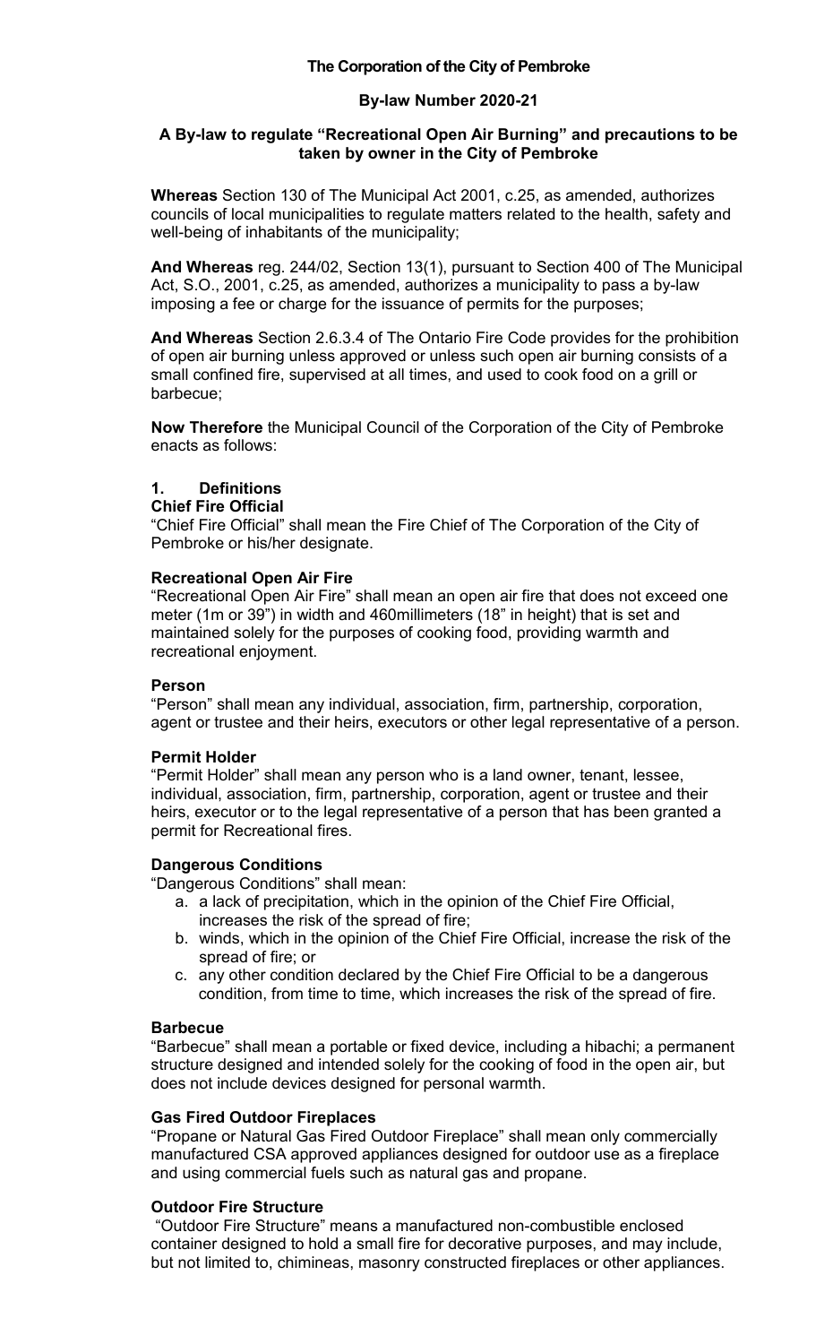**The Corporation of the City of Pembroke**

**By-law Number 2020-21**

**A By-law to regulate "Recreational Open Air Burning" and precautions to be taken by owner in the City of Pembroke**

**Whereas** Section 130 of The Municipal Act 2001, c.25, as amended, authorizes councils of local municipalities to regulate matters related to the health, safety and well-being of inhabitants of the municipality;

**And Whereas** reg. 244/02, Section 13(1), pursuant to Section 400 of The Municipal Act, S.O., 2001, c.25, as amended, authorizes a municipality to pass a by-law imposing a fee or charge for the issuance of permits for the purposes;

**And Whereas** Section 2.6.3.4 of The Ontario Fire Code provides for the prohibition of open air burning unless approved or unless such open air burning consists of a small confined fire, supervised at all times, and used to cook food on a grill or barbecue;

**Now Therefore** the Municipal Council of the Corporation of the City of Pembroke enacts as follows:

## 1. Definitions

**Chief Fire Official**

"Chief Fire Official" shall mean the Fire Chief of The Corporation of the City of Pembroke or his/her designate.

**Recreational Open Air Fire**

"Recreational Open Air Fire" shall mean an open air fire that does not exceed one meter (1m or 39") in width and 460millimeters (18" in height) that is set and maintained solely for the purposes of cooking food, providing warmth and recreational enjoyment.

**Person**

"Person" shall mean any individual, association, firm, partnership, corporation, agent or trustee and their heirs, executors or other legal representative of a person.

**Permit Holder**

"Permit Holder" shall mean any person who is a land owner, tenant, lessee, individual, association, firm, partnership, corporation, agent or trustee and their heirs, executor or to the legal representative of a person that has been granted a permit for Recreational fires.

**Dangerous Conditions**

"Dangerous Conditions" shall mean:

a. a lack of precipitation, which in the opinion of the Chief Fire Official, increases the risk of the spread of fire;
b. winds, which in the opinion of the Chief Fire Official, increase the risk of the spread of fire; or
c. any other condition declared by the Chief Fire Official to be a dangerous condition, from time to time, which increases the risk of the spread of fire.

**Barbecue**

"Barbecue" shall mean a portable or fixed device, including a hibachi; a permanent structure designed and intended solely for the cooking of food in the open air, but does not include devices designed for personal warmth.

**Gas Fired Outdoor Fireplaces**

"Propane or Natural Gas Fired Outdoor Fireplace" shall mean only commercially manufactured CSA approved appliances designed for outdoor use as a fireplace and using commercial fuels such as natural gas and propane.

**Outdoor Fire Structure**

"Outdoor Fire Structure" means a manufactured non-combustible enclosed container designed to hold a small fire for decorative purposes, and may include, but not limited to, chimineas, masonry constructed fireplaces or other appliances.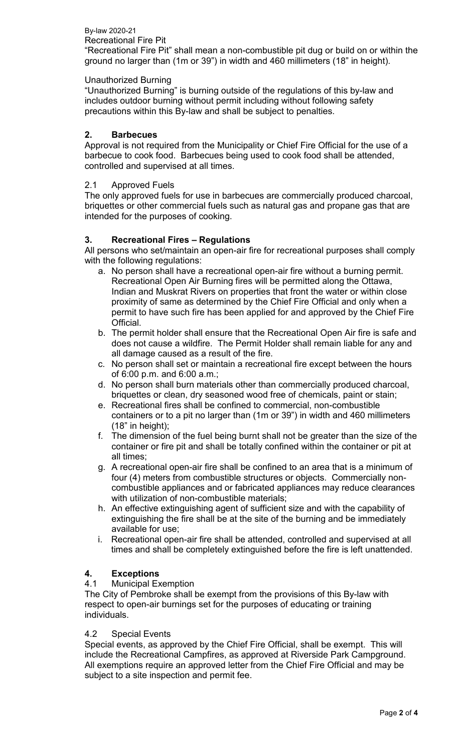Recreational Fire Pit

"Recreational Fire Pit" shall mean a non-combustible pit dug or build on or within the ground no larger than (1m or 39") in width and 460 millimeters (18" in height).

Unauthorized Burning

"Unauthorized Burning" is burning outside of the regulations of this by-law and includes outdoor burning without permit including without following safety precautions within this By-law and shall be subject to penalties.

## 2. Barbecues

Approval is not required from the Municipality or Chief Fire Official for the use of a barbecue to cook food. Barbecues being used to cook food shall be attended, controlled and supervised at all times.

2.1 Approved Fuels

The only approved fuels for use in barbecues are commercially produced charcoal, briquettes or other commercial fuels such as natural gas and propane gas that are intended for the purposes of cooking.

## 3. Recreational Fires – Regulations

All persons who set/maintain an open-air fire for recreational purposes shall comply with the following regulations:

a. No person shall have a recreational open-air fire without a burning permit. Recreational Open Air Burning fires will be permitted along the Ottawa, Indian and Muskrat Rivers on properties that front the water or within close proximity of same as determined by the Chief Fire Official and only when a permit to have such fire has been applied for and approved by the Chief Fire Official.

b. The permit holder shall ensure that the Recreational Open Air fire is safe and does not cause a wildfire. The Permit Holder shall remain liable for any and all damage caused as a result of the fire.

c. No person shall set or maintain a recreational fire except between the hours of 6:00 p.m. and 6:00 a.m.;

d. No person shall burn materials other than commercially produced charcoal, briquettes or clean, dry seasoned wood free of chemicals, paint or stain;

e. Recreational fires shall be confined to commercial, non-combustible containers or to a pit no larger than (1m or 39") in width and 460 millimeters (18" in height);

f. The dimension of the fuel being burnt shall not be greater than the size of the container or fire pit and shall be totally confined within the container or pit at all times;

g. A recreational open-air fire shall be confined to an area that is a minimum of four (4) meters from combustible structures or objects. Commercially non-combustible appliances and or fabricated appliances may reduce clearances with utilization of non-combustible materials;

h. An effective extinguishing agent of sufficient size and with the capability of extinguishing the fire shall be at the site of the burning and be immediately available for use;

i. Recreational open-air fire shall be attended, controlled and supervised at all times and shall be completely extinguished before the fire is left unattended.

## 4. Exceptions

4.1 Municipal Exemption

The City of Pembroke shall be exempt from the provisions of this By-law with respect to open-air burnings set for the purposes of educating or training individuals.

4.2 Special Events

Special events, as approved by the Chief Fire Official, shall be exempt. This will include the Recreational Campfires, as approved at Riverside Park Campground. All exemptions require an approved letter from the Chief Fire Official and may be subject to a site inspection and permit fee.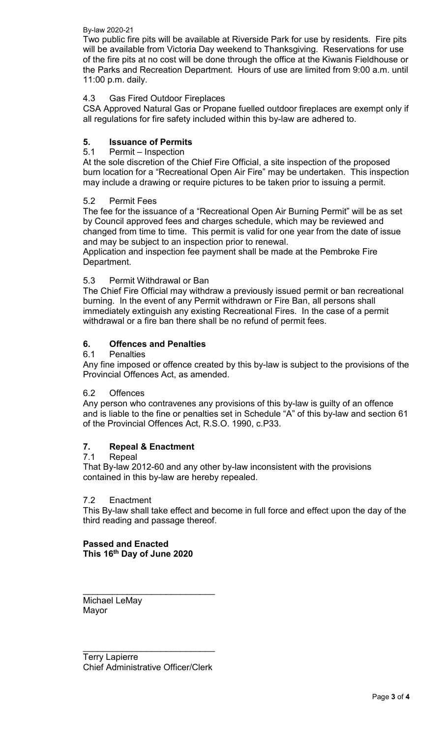Two public fire pits will be available at Riverside Park for use by residents. Fire pits will be available from Victoria Day weekend to Thanksgiving. Reservations for use of the fire pits at no cost will be done through the office at the Kiwanis Fieldhouse or the Parks and Recreation Department. Hours of use are limited from 9:00 a.m. until 11:00 p.m. daily.

4.3 Gas Fired Outdoor Fireplaces

CSA Approved Natural Gas or Propane fuelled outdoor fireplaces are exempt only if all regulations for fire safety included within this by-law are adhered to.

## 5. Issuance of Permits

5.1 Permit – Inspection

At the sole discretion of the Chief Fire Official, a site inspection of the proposed burn location for a "Recreational Open Air Fire" may be undertaken. This inspection may include a drawing or require pictures to be taken prior to issuing a permit.

5.2 Permit Fees

The fee for the issuance of a "Recreational Open Air Burning Permit" will be as set by Council approved fees and charges schedule, which may be reviewed and changed from time to time. This permit is valid for one year from the date of issue and may be subject to an inspection prior to renewal.

Application and inspection fee payment shall be made at the Pembroke Fire Department.

5.3 Permit Withdrawal or Ban

The Chief Fire Official may withdraw a previously issued permit or ban recreational burning. In the event of any Permit withdrawn or Fire Ban, all persons shall immediately extinguish any existing Recreational Fires. In the case of a permit withdrawal or a fire ban there shall be no refund of permit fees.

## 6. Offences and Penalties

6.1 Penalties

Any fine imposed or offence created by this by-law is subject to the provisions of the Provincial Offences Act, as amended.

6.2 Offences

Any person who contravenes any provisions of this by-law is guilty of an offence and is liable to the fine or penalties set in Schedule "A" of this by-law and section 61 of the Provincial Offences Act, R.S.O. 1990, c.P33.

## 7. Repeal & Enactment

7.1 Repeal

That By-law 2012-60 and any other by-law inconsistent with the provisions contained in this by-law are hereby repealed.

7.2 Enactment

This By-law shall take effect and become in full force and effect upon the day of the third reading and passage thereof.

**Passed and Enacted**
**This 16th Day of June 2020**

\_\_\_\_\_\_\_\_\_\_\_\_\_\_\_\_\_\_\_\_\_\_\_\_\_\_\_

Michael LeMay
Mayor

\_\_\_\_\_\_\_\_\_\_\_\_\_\_\_\_\_\_\_\_\_\_\_\_\_\_\_

Terry Lapierre
Chief Administrative Officer/Clerk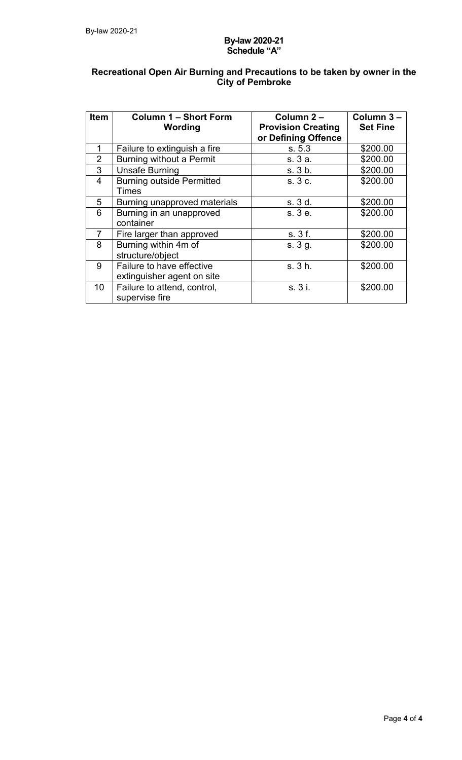**By-law 2020-21**
**Schedule "A"**

## Recreational Open Air Burning and Precautions to be taken by owner in the City of Pembroke

| Item | Column 1 – Short Form Wording | Column 2 – Provision Creating or Defining Offence | Column 3 – Set Fine |
|---|---|---|---|
| 1 | Failure to extinguish a fire | s. 5.3 | $200.00 |
| 2 | Burning without a Permit | s. 3 a. | $200.00 |
| 3 | Unsafe Burning | s. 3 b. | $200.00 |
| 4 | Burning outside Permitted Times | s. 3 c. | $200.00 |
| 5 | Burning unapproved materials | s. 3 d. | $200.00 |
| 6 | Burning in an unapproved container | s. 3 e. | $200.00 |
| 7 | Fire larger than approved | s. 3 f. | $200.00 |
| 8 | Burning within 4m of structure/object | s. 3 g. | $200.00 |
| 9 | Failure to have effective extinguisher agent on site | s. 3 h. | $200.00 |
| 10 | Failure to attend, control, supervise fire | s. 3 i. | $200.00 |